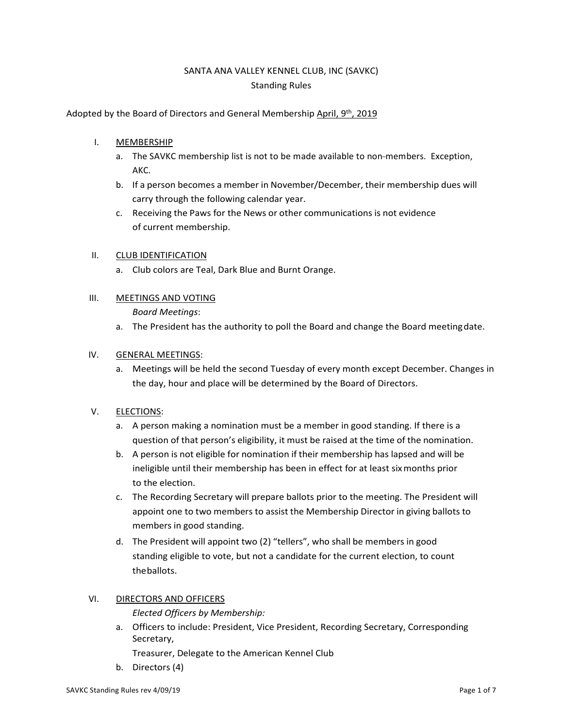# SANTA ANA VALLEY KENNEL CLUB, INC (SAVKC)

## Standing Rules

Adopted by the Board of Directors and General Membership April, 9th, 2019

I. MEMBERSHIP

   a. The SAVKC membership list is not to be made available to non-members. Exception, AKC.
   b. If a person becomes a member in November/December, their membership dues will carry through the following calendar year.
   c. Receiving the Paws for the News or other communications is not evidence of current membership.

II. CLUB IDENTIFICATION

   a. Club colors are Teal, Dark Blue and Burnt Orange.

III. MEETINGS AND VOTING

   *Board Meetings*:

   a. The President has the authority to poll the Board and change the Board meeting date.

IV. GENERAL MEETINGS:

   a. Meetings will be held the second Tuesday of every month except December. Changes in the day, hour and place will be determined by the Board of Directors.

V. ELECTIONS:

   a. A person making a nomination must be a member in good standing. If there is a question of that person's eligibility, it must be raised at the time of the nomination.
   b. A person is not eligible for nomination if their membership has lapsed and will be ineligible until their membership has been in effect for at least six months prior to the election.
   c. The Recording Secretary will prepare ballots prior to the meeting. The President will appoint one to two members to assist the Membership Director in giving ballots to members in good standing.
   d. The President will appoint two (2) "tellers", who shall be members in good standing eligible to vote, but not a candidate for the current election, to count the ballots.

VI. DIRECTORS AND OFFICERS

   *Elected Officers by Membership:*

   a. Officers to include: President, Vice President, Recording Secretary, Corresponding Secretary,
      Treasurer, Delegate to the American Kennel Club
   b. Directors (4)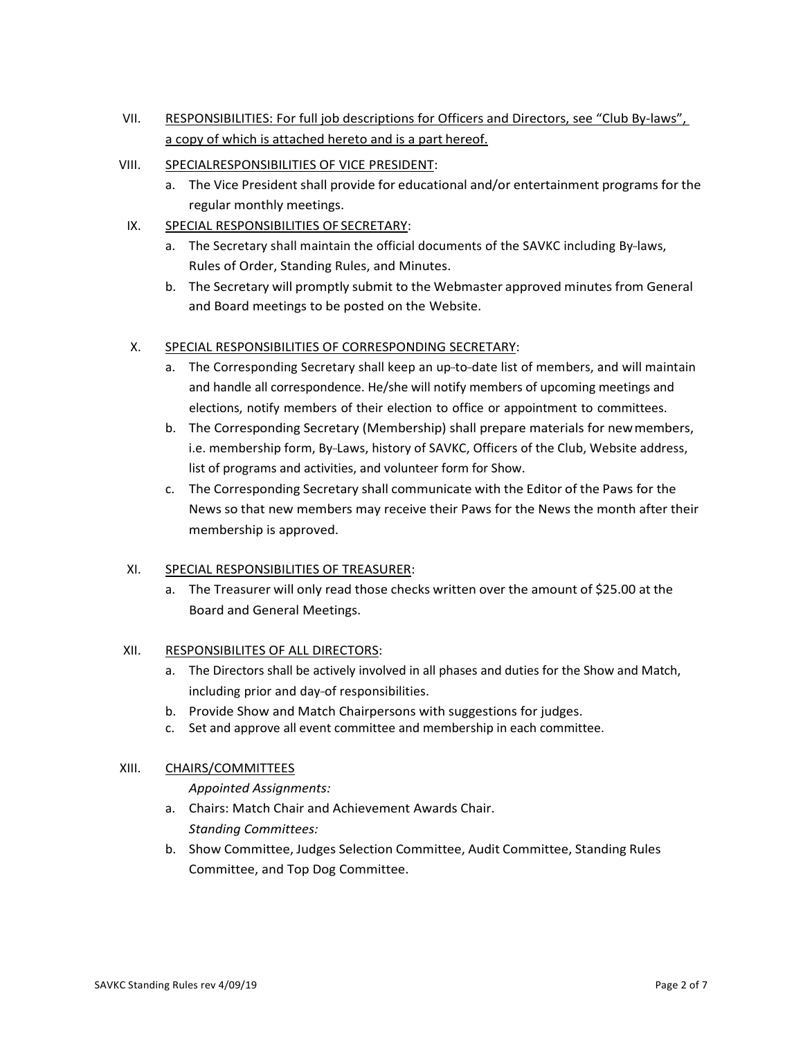VII. RESPONSIBILITIES: For full job descriptions for Officers and Directors, see "Club By-laws", a copy of which is attached hereto and is a part hereof.

VIII. SPECIALRESPONSIBILITIES OF VICE PRESIDENT:

a. The Vice President shall provide for educational and/or entertainment programs for the regular monthly meetings.

IX. SPECIAL RESPONSIBILITIES OF SECRETARY:

a. The Secretary shall maintain the official documents of the SAVKC including By-laws, Rules of Order, Standing Rules, and Minutes.
b. The Secretary will promptly submit to the Webmaster approved minutes from General and Board meetings to be posted on the Website.

X. SPECIAL RESPONSIBILITIES OF CORRESPONDING SECRETARY:

a. The Corresponding Secretary shall keep an up-to-date list of members, and will maintain and handle all correspondence. He/she will notify members of upcoming meetings and elections, notify members of their election to office or appointment to committees.
b. The Corresponding Secretary (Membership) shall prepare materials for new members, i.e. membership form, By-Laws, history of SAVKC, Officers of the Club, Website address, list of programs and activities, and volunteer form for Show.
c. The Corresponding Secretary shall communicate with the Editor of the Paws for the News so that new members may receive their Paws for the News the month after their membership is approved.

XI. SPECIAL RESPONSIBILITIES OF TREASURER:

a. The Treasurer will only read those checks written over the amount of $25.00 at the Board and General Meetings.

XII. RESPONSIBILITES OF ALL DIRECTORS:

a. The Directors shall be actively involved in all phases and duties for the Show and Match, including prior and day-of responsibilities.
b. Provide Show and Match Chairpersons with suggestions for judges.
c. Set and approve all event committee and membership in each committee.

XIII. CHAIRS/COMMITTEES

*Appointed Assignments:*

a. Chairs: Match Chair and Achievement Awards Chair.

*Standing Committees:*

b. Show Committee, Judges Selection Committee, Audit Committee, Standing Rules Committee, and Top Dog Committee.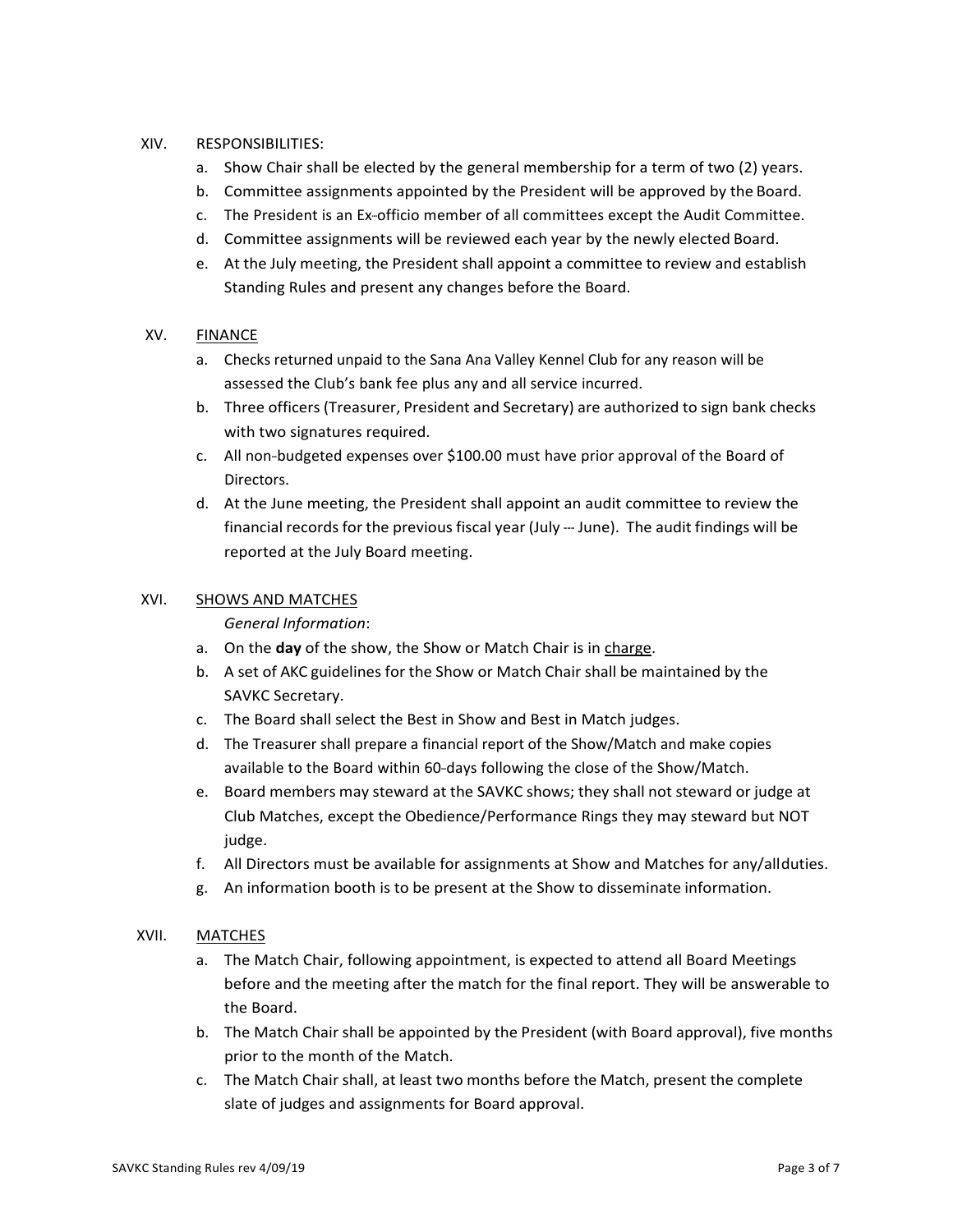XIV. RESPONSIBILITIES:

a. Show Chair shall be elected by the general membership for a term of two (2) years.
b. Committee assignments appointed by the President will be approved by the Board.
c. The President is an Ex-officio member of all committees except the Audit Committee.
d. Committee assignments will be reviewed each year by the newly elected Board.
e. At the July meeting, the President shall appoint a committee to review and establish Standing Rules and present any changes before the Board.

XV. <u>FINANCE</u>

a. Checks returned unpaid to the Sana Ana Valley Kennel Club for any reason will be assessed the Club's bank fee plus any and all service incurred.
b. Three officers (Treasurer, President and Secretary) are authorized to sign bank checks with two signatures required.
c. All non-budgeted expenses over $100.00 must have prior approval of the Board of Directors.
d. At the June meeting, the President shall appoint an audit committee to review the financial records for the previous fiscal year (July --- June). The audit findings will be reported at the July Board meeting.

XVI. <u>SHOWS AND MATCHES</u>

*General Information*:

a. On the **day** of the show, the Show or Match Chair is in <u>charge</u>.
b. A set of AKC guidelines for the Show or Match Chair shall be maintained by the SAVKC Secretary.
c. The Board shall select the Best in Show and Best in Match judges.
d. The Treasurer shall prepare a financial report of the Show/Match and make copies available to the Board within 60-days following the close of the Show/Match.
e. Board members may steward at the SAVKC shows; they shall not steward or judge at Club Matches, except the Obedience/Performance Rings they may steward but NOT judge.
f. All Directors must be available for assignments at Show and Matches for any/allduties.
g. An information booth is to be present at the Show to disseminate information.

XVII. <u>MATCHES</u>

a. The Match Chair, following appointment, is expected to attend all Board Meetings before and the meeting after the match for the final report. They will be answerable to the Board.
b. The Match Chair shall be appointed by the President (with Board approval), five months prior to the month of the Match.
c. The Match Chair shall, at least two months before the Match, present the complete slate of judges and assignments for Board approval.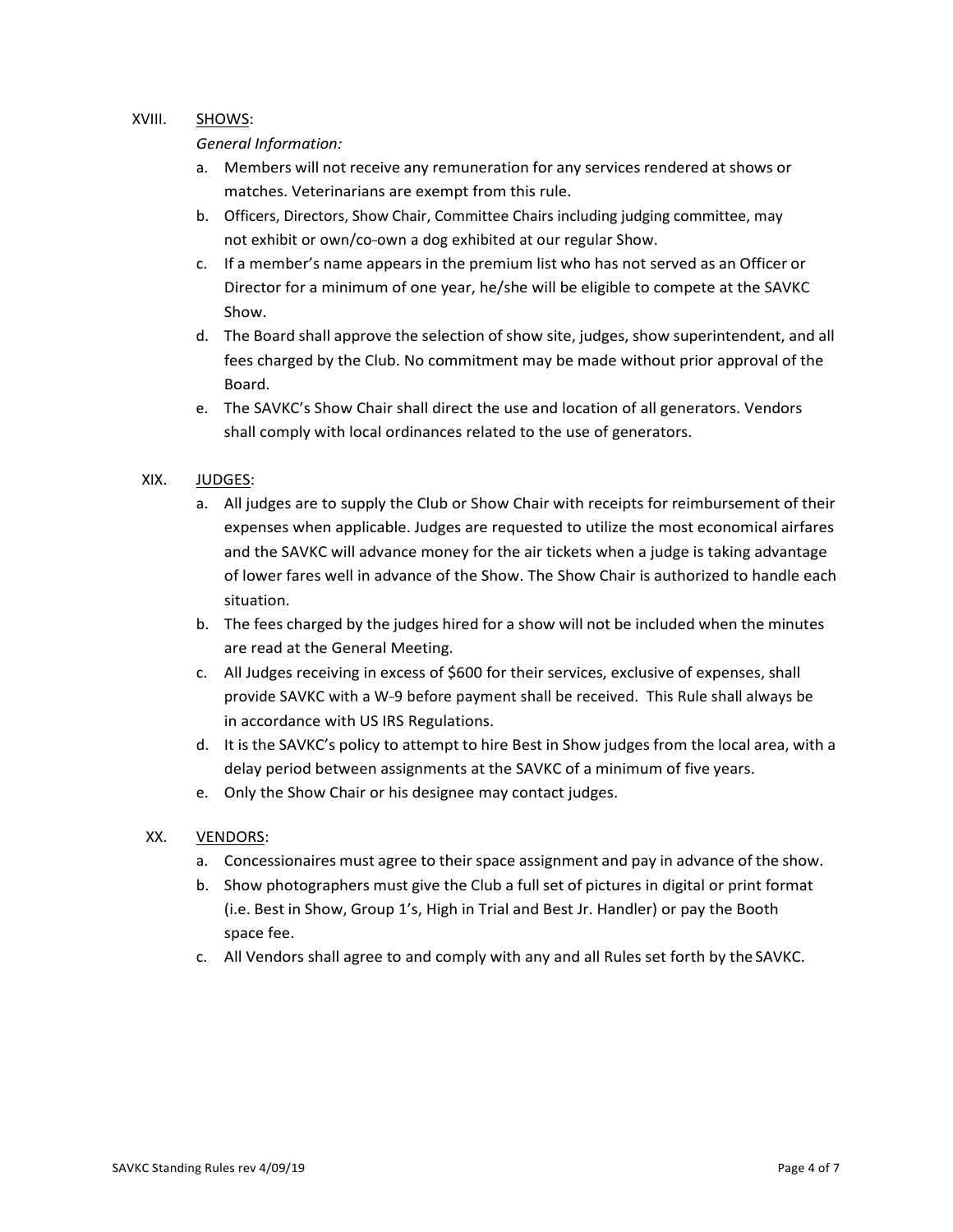## XVIII. SHOWS:

*General Information:*

a. Members will not receive any remuneration for any services rendered at shows or matches. Veterinarians are exempt from this rule.

b. Officers, Directors, Show Chair, Committee Chairs including judging committee, may not exhibit or own/co-own a dog exhibited at our regular Show.

c. If a member's name appears in the premium list who has not served as an Officer or Director for a minimum of one year, he/she will be eligible to compete at the SAVKC Show.

d. The Board shall approve the selection of show site, judges, show superintendent, and all fees charged by the Club. No commitment may be made without prior approval of the Board.

e. The SAVKC's Show Chair shall direct the use and location of all generators. Vendors shall comply with local ordinances related to the use of generators.

## XIX. JUDGES:

a. All judges are to supply the Club or Show Chair with receipts for reimbursement of their expenses when applicable. Judges are requested to utilize the most economical airfares and the SAVKC will advance money for the air tickets when a judge is taking advantage of lower fares well in advance of the Show. The Show Chair is authorized to handle each situation.

b. The fees charged by the judges hired for a show will not be included when the minutes are read at the General Meeting.

c. All Judges receiving in excess of $600 for their services, exclusive of expenses, shall provide SAVKC with a W-9 before payment shall be received. This Rule shall always be in accordance with US IRS Regulations.

d. It is the SAVKC's policy to attempt to hire Best in Show judges from the local area, with a delay period between assignments at the SAVKC of a minimum of five years.

e. Only the Show Chair or his designee may contact judges.

## XX. VENDORS:

a. Concessionaires must agree to their space assignment and pay in advance of the show.

b. Show photographers must give the Club a full set of pictures in digital or print format (i.e. Best in Show, Group 1's, High in Trial and Best Jr. Handler) or pay the Booth space fee.

c. All Vendors shall agree to and comply with any and all Rules set forth by the SAVKC.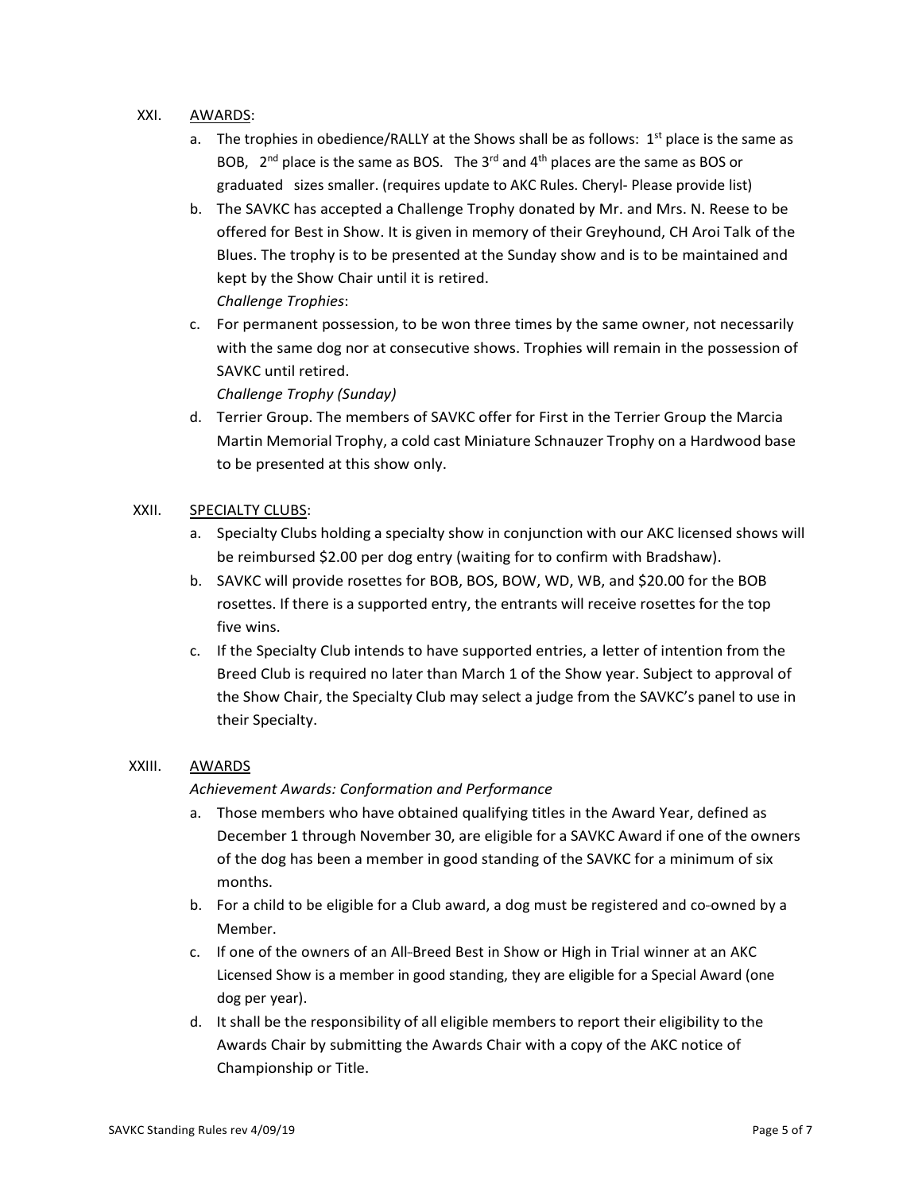XXI. AWARDS:

a. The trophies in obedience/RALLY at the Shows shall be as follows: 1st place is the same as BOB, 2nd place is the same as BOS. The 3rd and 4th places are the same as BOS or graduated sizes smaller. (requires update to AKC Rules. Cheryl- Please provide list)
b. The SAVKC has accepted a Challenge Trophy donated by Mr. and Mrs. N. Reese to be offered for Best in Show. It is given in memory of their Greyhound, CH Aroi Talk of the Blues. The trophy is to be presented at the Sunday show and is to be maintained and kept by the Show Chair until it is retired.
*Challenge Trophies*:
c. For permanent possession, to be won three times by the same owner, not necessarily with the same dog nor at consecutive shows. Trophies will remain in the possession of SAVKC until retired.
*Challenge Trophy (Sunday)*
d. Terrier Group. The members of SAVKC offer for First in the Terrier Group the Marcia Martin Memorial Trophy, a cold cast Miniature Schnauzer Trophy on a Hardwood base to be presented at this show only.

XXII. SPECIALTY CLUBS:

a. Specialty Clubs holding a specialty show in conjunction with our AKC licensed shows will be reimbursed $2.00 per dog entry (waiting for to confirm with Bradshaw).
b. SAVKC will provide rosettes for BOB, BOS, BOW, WD, WB, and $20.00 for the BOB rosettes. If there is a supported entry, the entrants will receive rosettes for the top five wins.
c. If the Specialty Club intends to have supported entries, a letter of intention from the Breed Club is required no later than March 1 of the Show year. Subject to approval of the Show Chair, the Specialty Club may select a judge from the SAVKC's panel to use in their Specialty.

XXIII. AWARDS

*Achievement Awards: Conformation and Performance*

a. Those members who have obtained qualifying titles in the Award Year, defined as December 1 through November 30, are eligible for a SAVKC Award if one of the owners of the dog has been a member in good standing of the SAVKC for a minimum of six months.
b. For a child to be eligible for a Club award, a dog must be registered and co-owned by a Member.
c. If one of the owners of an All-Breed Best in Show or High in Trial winner at an AKC Licensed Show is a member in good standing, they are eligible for a Special Award (one dog per year).
d. It shall be the responsibility of all eligible members to report their eligibility to the Awards Chair by submitting the Awards Chair with a copy of the AKC notice of Championship or Title.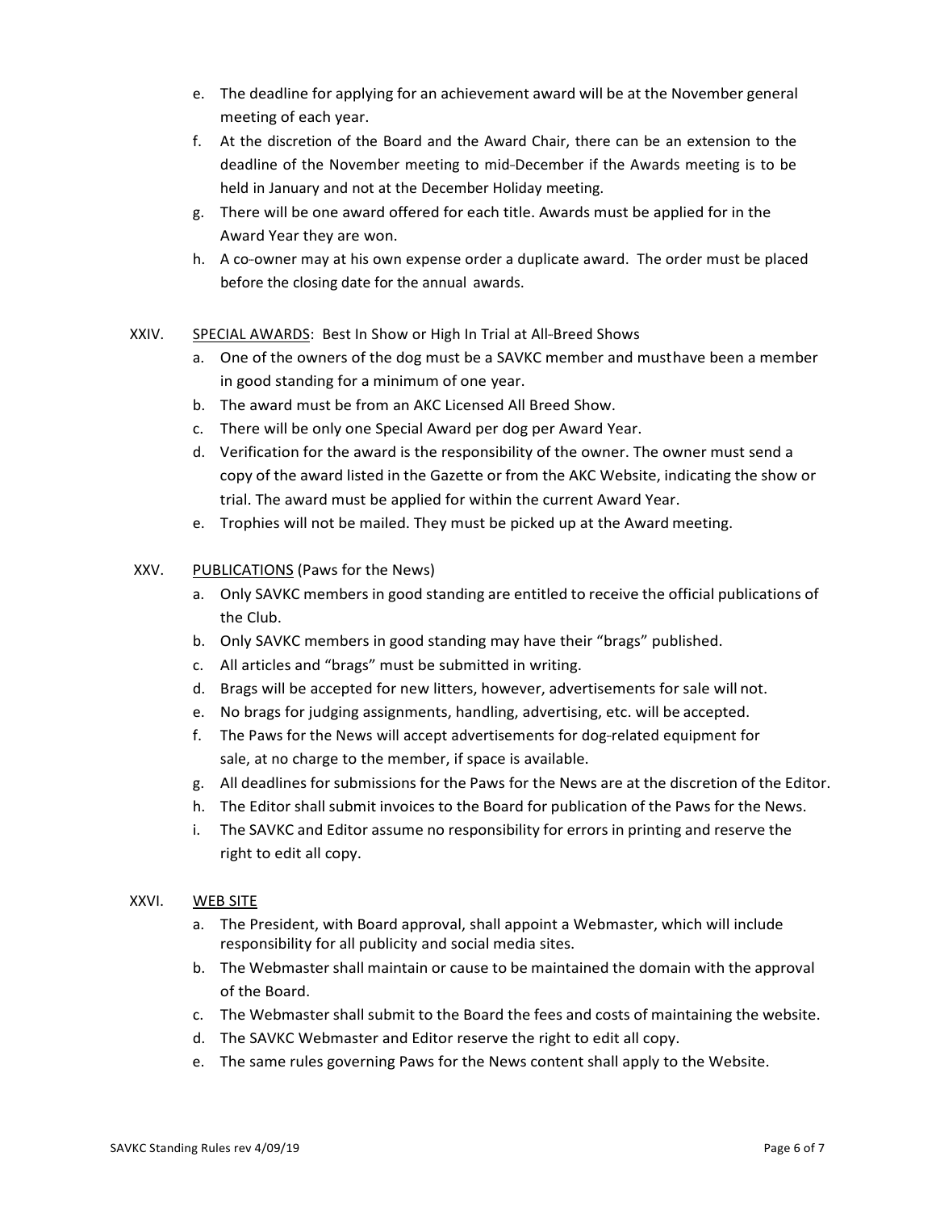e. The deadline for applying for an achievement award will be at the November general meeting of each year.

f. At the discretion of the Board and the Award Chair, there can be an extension to the deadline of the November meeting to mid-December if the Awards meeting is to be held in January and not at the December Holiday meeting.

g. There will be one award offered for each title. Awards must be applied for in the Award Year they are won.

h. A co-owner may at his own expense order a duplicate award. The order must be placed before the closing date for the annual awards.

XXIV. <u>SPECIAL AWARDS</u>: Best In Show or High In Trial at All-Breed Shows

a. One of the owners of the dog must be a SAVKC member and musthave been a member in good standing for a minimum of one year.

b. The award must be from an AKC Licensed All Breed Show.

c. There will be only one Special Award per dog per Award Year.

d. Verification for the award is the responsibility of the owner. The owner must send a copy of the award listed in the Gazette or from the AKC Website, indicating the show or trial. The award must be applied for within the current Award Year.

e. Trophies will not be mailed. They must be picked up at the Award meeting.

XXV. <u>PUBLICATIONS</u> (Paws for the News)

a. Only SAVKC members in good standing are entitled to receive the official publications of the Club.

b. Only SAVKC members in good standing may have their “brags” published.

c. All articles and “brags” must be submitted in writing.

d. Brags will be accepted for new litters, however, advertisements for sale will not.

e. No brags for judging assignments, handling, advertising, etc. will be accepted.

f. The Paws for the News will accept advertisements for dog-related equipment for sale, at no charge to the member, if space is available.

g. All deadlines for submissions for the Paws for the News are at the discretion of the Editor.

h. The Editor shall submit invoices to the Board for publication of the Paws for the News.

i. The SAVKC and Editor assume no responsibility for errors in printing and reserve the right to edit all copy.

XXVI. <u>WEB SITE</u>

a. The President, with Board approval, shall appoint a Webmaster, which will include responsibility for all publicity and social media sites.

b. The Webmaster shall maintain or cause to be maintained the domain with the approval of the Board.

c. The Webmaster shall submit to the Board the fees and costs of maintaining the website.

d. The SAVKC Webmaster and Editor reserve the right to edit all copy.

e. The same rules governing Paws for the News content shall apply to the Website.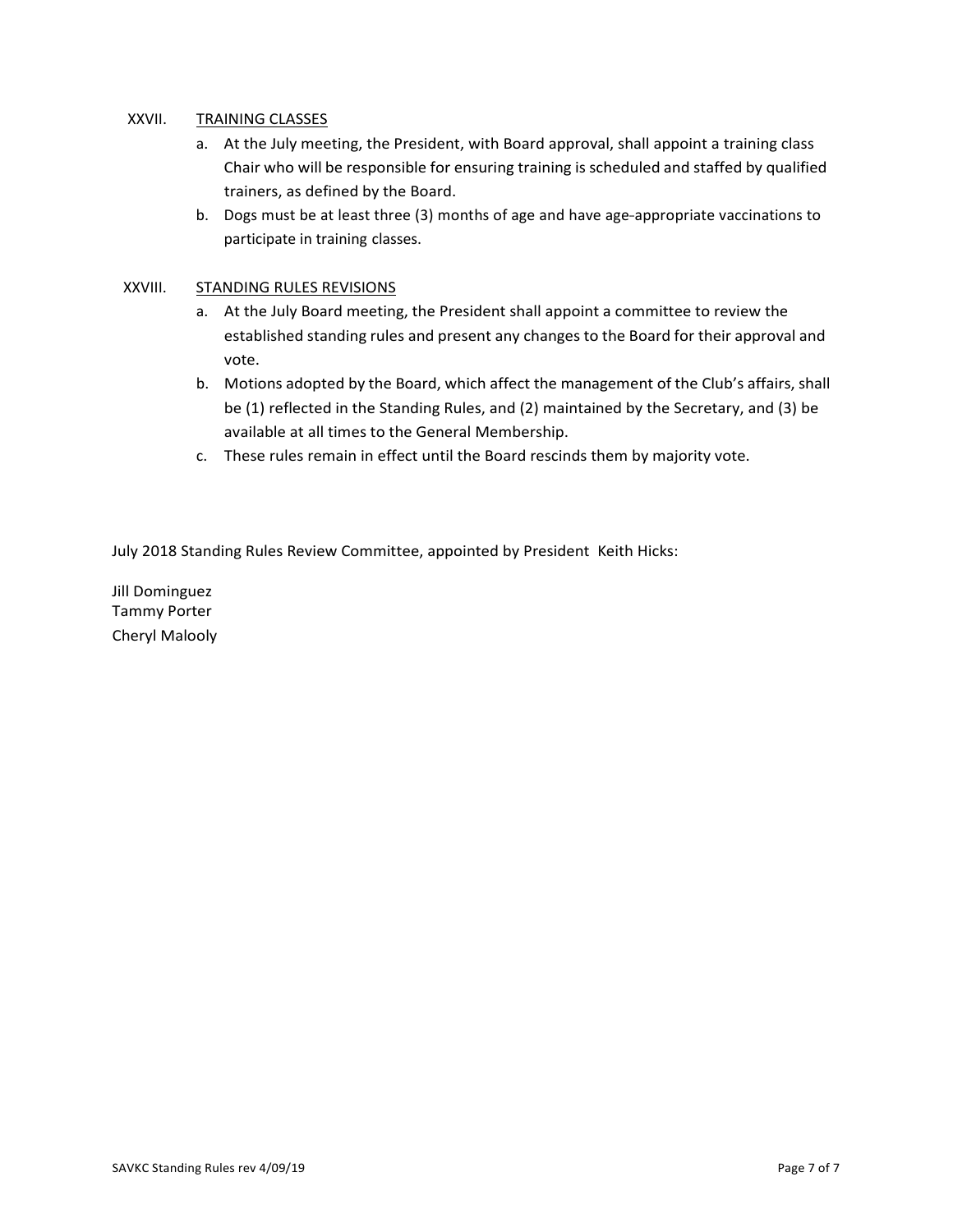XXVII. <u>TRAINING CLASSES</u>

a. At the July meeting, the President, with Board approval, shall appoint a training class Chair who will be responsible for ensuring training is scheduled and staffed by qualified trainers, as defined by the Board.
b. Dogs must be at least three (3) months of age and have age-appropriate vaccinations to participate in training classes.

XXVIII. <u>STANDING RULES REVISIONS</u>

a. At the July Board meeting, the President shall appoint a committee to review the established standing rules and present any changes to the Board for their approval and vote.
b. Motions adopted by the Board, which affect the management of the Club's affairs, shall be (1) reflected in the Standing Rules, and (2) maintained by the Secretary, and (3) be available at all times to the General Membership.
c. These rules remain in effect until the Board rescinds them by majority vote.

July 2018 Standing Rules Review Committee, appointed by President Keith Hicks:

Jill Dominguez
Tammy Porter
Cheryl Malooly